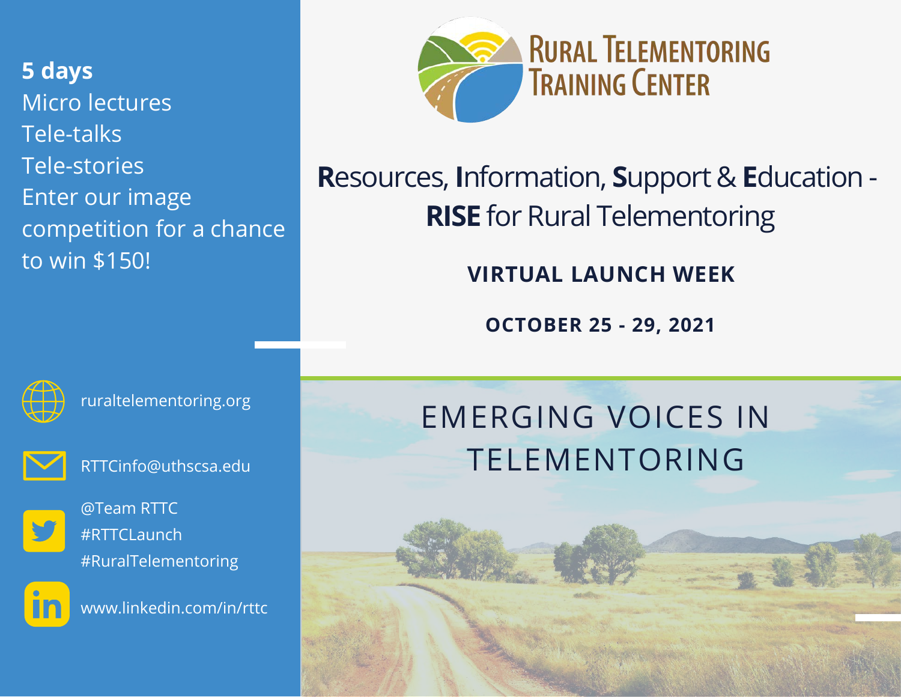# Rural Telementoring Training Center

## **R**esources, **I**nformation, **S**upport & **E**ducation - **RISE** for Rural Telementoring

**VIRTUAL LAUNCH WEEK**

**OCTOBER 25 - 29, 2021**

## EMERGING VOICES IN TELEMENTORING

**5 days**

Micro lectures

Tele-talks

Tele-stories

Enter our image competition for a chance to win $150!

ruraltelementoring.org

RTTCinfo@uthscsa.edu

@Team RTTC
#RTTCLaunch
#RuralTelementoring

www.linkedin.com/in/rttc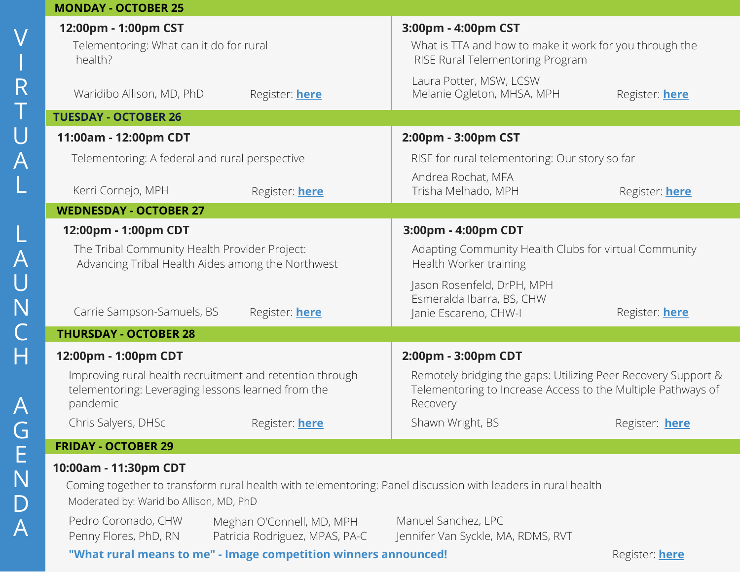# VIRTUAL LAUNCH AGENDA

## MONDAY - OCTOBER 25

**12:00pm - 1:00pm CST**

Telementoring: What can it do for rural health?

Waridibo Allison, MD, PhD

Register: **here**

**3:00pm - 4:00pm CST**

What is TTA and how to make it work for you through the RISE Rural Telementoring Program

Laura Potter, MSW, LCSW
Melanie Ogleton, MHSA, MPH

Register: **here**

## TUESDAY - OCTOBER 26

**11:00am - 12:00pm CDT**

Telementoring: A federal and rural perspective

Kerri Cornejo, MPH

Register: **here**

**2:00pm - 3:00pm CST**

RISE for rural telementoring: Our story so far

Andrea Rochat, MFA
Trisha Melhado, MPH

Register: **here**

## WEDNESDAY - OCTOBER 27

**12:00pm - 1:00pm CDT**

The Tribal Community Health Provider Project: Advancing Tribal Health Aides among the Northwest

Carrie Sampson-Samuels, BS

Register: **here**

**3:00pm - 4:00pm CDT**

Adapting Community Health Clubs for virtual Community Health Worker training

Jason Rosenfeld, DrPH, MPH
Esmeralda Ibarra, BS, CHW
Janie Escareno, CHW-I

Register: **here**

## THURSDAY - OCTOBER 28

**12:00pm - 1:00pm CDT**

Improving rural health recruitment and retention through telementoring: Leveraging lessons learned from the pandemic

Chris Salyers, DHSc

Register: **here**

**2:00pm - 3:00pm CDT**

Remotely bridging the gaps: Utilizing Peer Recovery Support & Telementoring to Increase Access to the Multiple Pathways of Recovery

Shawn Wright, BS

Register: **here**

## FRIDAY - OCTOBER 29

**10:00am - 11:30pm CDT**

Coming together to transform rural health with telementoring: Panel discussion with leaders in rural health

Moderated by: Waridibo Allison, MD, PhD

Pedro Coronado, CHW
Penny Flores, PhD, RN
Meghan O'Connell, MD, MPH
Patricia Rodriguez, MPAS, PA-C
Manuel Sanchez, LPC
Jennifer Van Syckle, MA, RDMS, RVT

**"What rural means to me" - Image competition winners announced!**

Register: **here**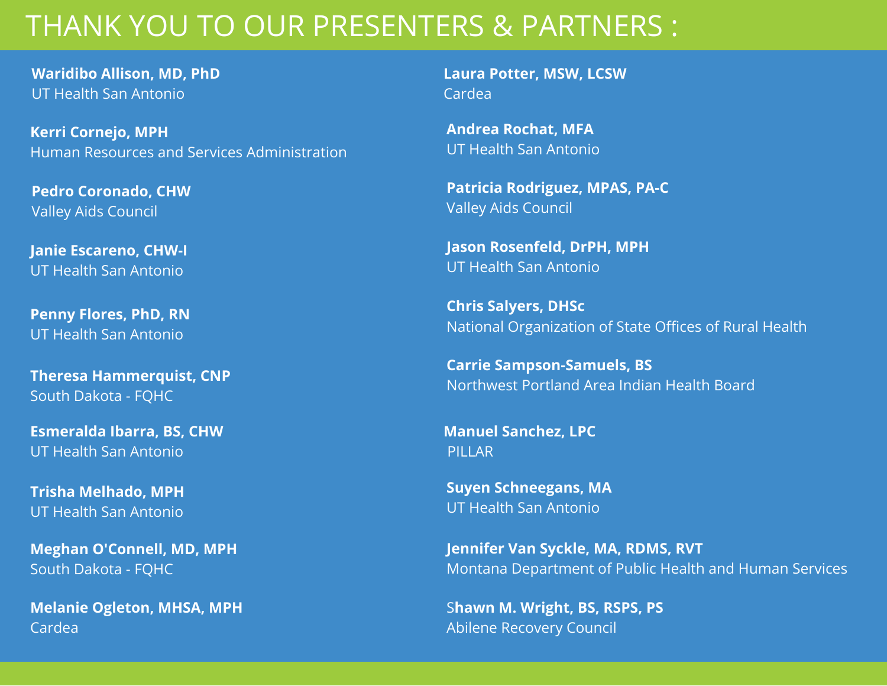# THANK YOU TO OUR PRESENTERS & PARTNERS :

**Waridibo Allison, MD, PhD**
UT Health San Antonio

**Kerri Cornejo, MPH**
Human Resources and Services Administration

**Pedro Coronado, CHW**
Valley Aids Council

**Janie Escareno, CHW-I**
UT Health San Antonio

**Penny Flores, PhD, RN**
UT Health San Antonio

**Theresa Hammerquist, CNP**
South Dakota - FQHC

**Esmeralda Ibarra, BS, CHW**
UT Health San Antonio

**Trisha Melhado, MPH**
UT Health San Antonio

**Meghan O'Connell, MD, MPH**
South Dakota - FQHC

**Melanie Ogleton, MHSA, MPH**
Cardea

**Laura Potter, MSW, LCSW**
Cardea

**Andrea Rochat, MFA**
UT Health San Antonio

**Patricia Rodriguez, MPAS, PA-C**
Valley Aids Council

**Jason Rosenfeld, DrPH, MPH**
UT Health San Antonio

**Chris Salyers, DHSc**
National Organization of State Offices of Rural Health

**Carrie Sampson-Samuels, BS**
Northwest Portland Area Indian Health Board

**Manuel Sanchez, LPC**
PILLAR

**Suyen Schneegans, MA**
UT Health San Antonio

**Jennifer Van Syckle, MA, RDMS, RVT**
Montana Department of Public Health and Human Services

**Shawn M. Wright, BS, RSPS, PS**
Abilene Recovery Council